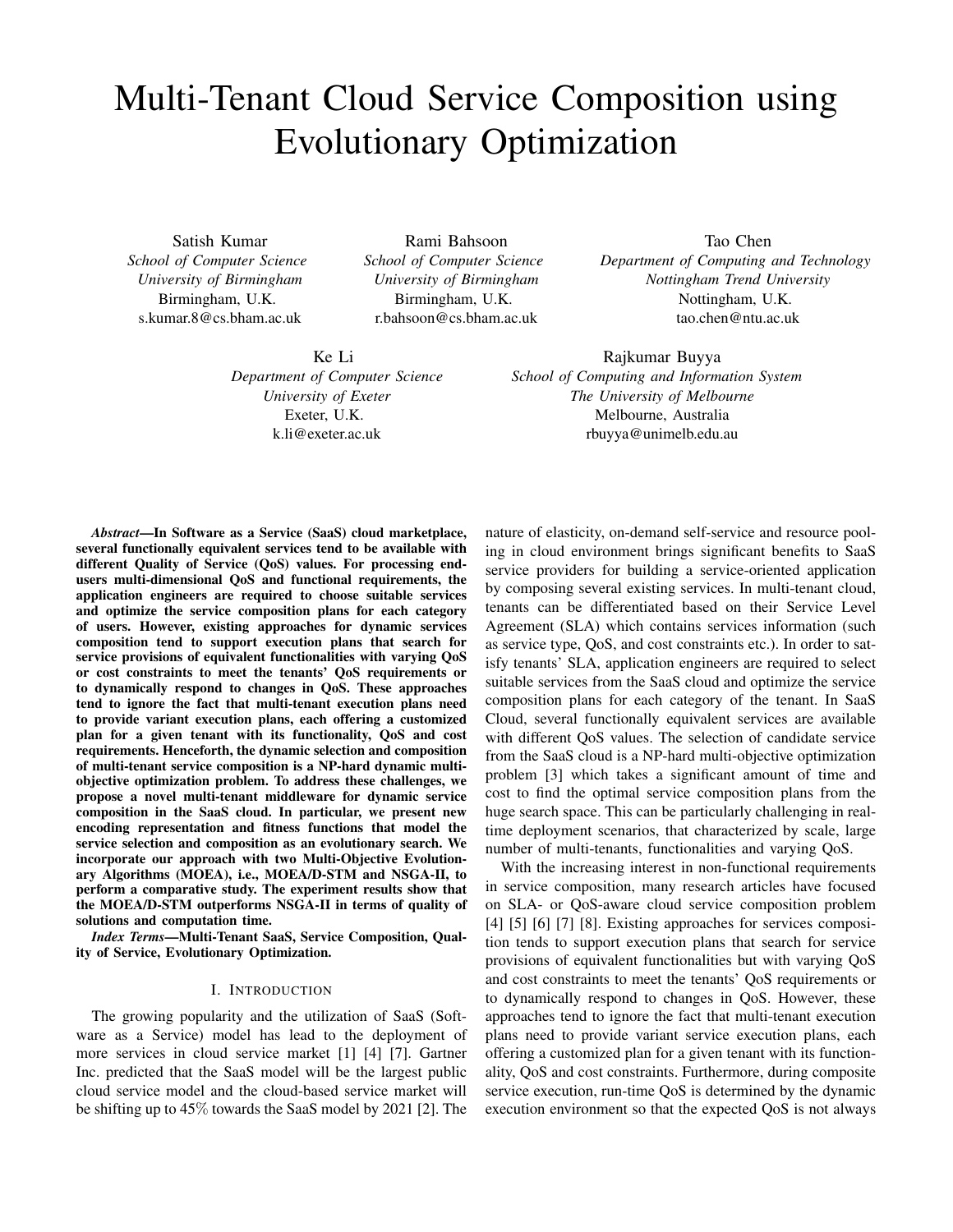# Multi-Tenant Cloud Service Composition using Evolutionary Optimization

Satish Kumar
*School of Computer Science*
*University of Birmingham*
Birmingham, U.K.
s.kumar.8@cs.bham.ac.uk

Rami Bahsoon
*School of Computer Science*
*University of Birmingham*
Birmingham, U.K.
r.bahsoon@cs.bham.ac.uk

Tao Chen
*Department of Computing and Technology*
*Nottingham Trend University*
Nottingham, U.K.
tao.chen@ntu.ac.uk

Ke Li
*Department of Computer Science*
*University of Exeter*
Exeter, U.K.
k.li@exeter.ac.uk

Rajkumar Buyya
*School of Computing and Information System*
*The University of Melbourne*
Melbourne, Australia
rbuyya@unimelb.edu.au

***Abstract*—In Software as a Service (SaaS) cloud marketplace, several functionally equivalent services tend to be available with different Quality of Service (QoS) values. For processing end-users multi-dimensional QoS and functional requirements, the application engineers are required to choose suitable services and optimize the service composition plans for each category of users. However, existing approaches for dynamic services composition tend to support execution plans that search for service provisions of equivalent functionalities with varying QoS or cost constraints to meet the tenants' QoS requirements or to dynamically respond to changes in QoS. These approaches tend to ignore the fact that multi-tenant execution plans need to provide variant execution plans, each offering a customized plan for a given tenant with its functionality, QoS and cost requirements. Henceforth, the dynamic selection and composition of multi-tenant service composition is a NP-hard dynamic multi-objective optimization problem. To address these challenges, we propose a novel multi-tenant middleware for dynamic service composition in the SaaS cloud. In particular, we present new encoding representation and fitness functions that model the service selection and composition as an evolutionary search. We incorporate our approach with two Multi-Objective Evolutionary Algorithms (MOEA), i.e., MOEA/D-STM and NSGA-II, to perform a comparative study. The experiment results show that the MOEA/D-STM outperforms NSGA-II in terms of quality of solutions and computation time.**

***Index Terms*—Multi-Tenant SaaS, Service Composition, Quality of Service, Evolutionary Optimization.**

## I. Introduction

The growing popularity and the utilization of SaaS (Software as a Service) model has lead to the deployment of more services in cloud service market [1] [4] [7]. Gartner Inc. predicted that the SaaS model will be the largest public cloud service model and the cloud-based service market will be shifting up to 45% towards the SaaS model by 2021 [2]. The nature of elasticity, on-demand self-service and resource pooling in cloud environment brings significant benefits to SaaS service providers for building a service-oriented application by composing several existing services. In multi-tenant cloud, tenants can be differentiated based on their Service Level Agreement (SLA) which contains services information (such as service type, QoS, and cost constraints etc.). In order to satisfy tenants' SLA, application engineers are required to select suitable services from the SaaS cloud and optimize the service composition plans for each category of the tenant. In SaaS Cloud, several functionally equivalent services are available with different QoS values. The selection of candidate service from the SaaS cloud is a NP-hard multi-objective optimization problem [3] which takes a significant amount of time and cost to find the optimal service composition plans from the huge search space. This can be particularly challenging in real-time deployment scenarios, that characterized by scale, large number of multi-tenants, functionalities and varying QoS.

With the increasing interest in non-functional requirements in service composition, many research articles have focused on SLA- or QoS-aware cloud service composition problem [4] [5] [6] [7] [8]. Existing approaches for services composition tends to support execution plans that search for service provisions of equivalent functionalities but with varying QoS and cost constraints to meet the tenants' QoS requirements or to dynamically respond to changes in QoS. However, these approaches tend to ignore the fact that multi-tenant execution plans need to provide variant service execution plans, each offering a customized plan for a given tenant with its functionality, QoS and cost constraints. Furthermore, during composite service execution, run-time QoS is determined by the dynamic execution environment so that the expected QoS is not always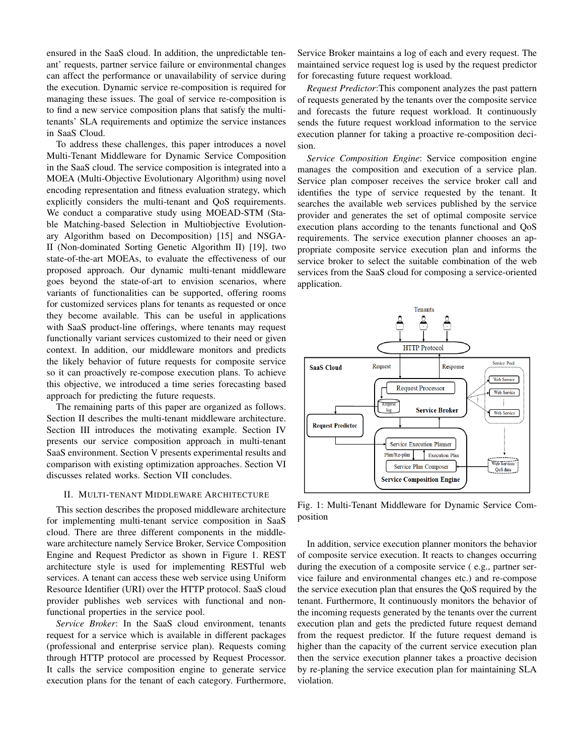ensured in the SaaS cloud. In addition, the unpredictable tenant' requests, partner service failure or environmental changes can affect the performance or unavailability of service during the execution. Dynamic service re-composition is required for managing these issues. The goal of service re-composition is to find a new service composition plans that satisfy the multi-tenants' SLA requirements and optimize the service instances in SaaS Cloud.

To address these challenges, this paper introduces a novel Multi-Tenant Middleware for Dynamic Service Composition in the SaaS cloud. The service composition is integrated into a MOEA (Multi-Objective Evolutionary Algorithm) using novel encoding representation and fitness evaluation strategy, which explicitly considers the multi-tenant and QoS requirements. We conduct a comparative study using MOEAD-STM (Stable Matching-based Selection in Multiobjective Evolutionary Algorithm based on Decomposition) [15] and NSGA-II (Non-dominated Sorting Genetic Algorithm II) [19], two state-of-the-art MOEAs, to evaluate the effectiveness of our proposed approach. Our dynamic multi-tenant middleware goes beyond the state-of-art to envision scenarios, where variants of functionalities can be supported, offering rooms for customized services plans for tenants as requested or once they become available. This can be useful in applications with SaaS product-line offerings, where tenants may request functionally variant services customized to their need or given context. In addition, our middleware monitors and predicts the likely behavior of future requests for composite service so it can proactively re-compose execution plans. To achieve this objective, we introduced a time series forecasting based approach for predicting the future requests.

The remaining parts of this paper are organized as follows. Section II describes the multi-tenant middleware architecture. Section III introduces the motivating example. Section IV presents our service composition approach in multi-tenant SaaS environment. Section V presents experimental results and comparison with existing optimization approaches. Section VI discusses related works. Section VII concludes.

## II. Multi-tenant Middleware Architecture

This section describes the proposed middleware architecture for implementing multi-tenant service composition in SaaS cloud. There are three different components in the middleware architecture namely Service Broker, Service Composition Engine and Request Predictor as shown in Figure 1. REST architecture style is used for implementing RESTful web services. A tenant can access these web service using Uniform Resource Identifier (URI) over the HTTP protocol. SaaS cloud provider publishes web services with functional and non-functional properties in the service pool.

*Service Broker*: In the SaaS cloud environment, tenants request for a service which is available in different packages (professional and enterprise service plan). Requests coming through HTTP protocol are processed by Request Processor. It calls the service composition engine to generate service execution plans for the tenant of each category. Furthermore, Service Broker maintains a log of each and every request. The maintained service request log is used by the request predictor for forecasting future request workload.

*Request Predictor*:This component analyzes the past pattern of requests generated by the tenants over the composite service and forecasts the future request workload. It continuously sends the future request workload information to the service execution planner for taking a proactive re-composition decision.

*Service Composition Engine*: Service composition engine manages the composition and execution of a service plan. Service plan composer receives the service broker call and identifies the type of service requested by the tenant. It searches the available web services published by the service provider and generates the set of optimal composite service execution plans according to the tenants functional and QoS requirements. The service execution planner chooses an appropriate composite service execution plan and informs the service broker to select the suitable combination of the web services from the SaaS cloud for composing a service-oriented application.

Fig. 1: Multi-Tenant Middleware for Dynamic Service Composition

In addition, service execution planner monitors the behavior of composite service execution. It reacts to changes occurring during the execution of a composite service ( e.g., partner service failure and environmental changes etc.) and re-compose the service execution plan that ensures the QoS required by the tenant. Furthermore, It continuously monitors the behavior of the incoming requests generated by the tenants over the current execution plan and gets the predicted future request demand from the request predictor. If the future request demand is higher than the capacity of the current service execution plan then the service execution planner takes a proactive decision by re-planing the service execution plan for maintaining SLA violation.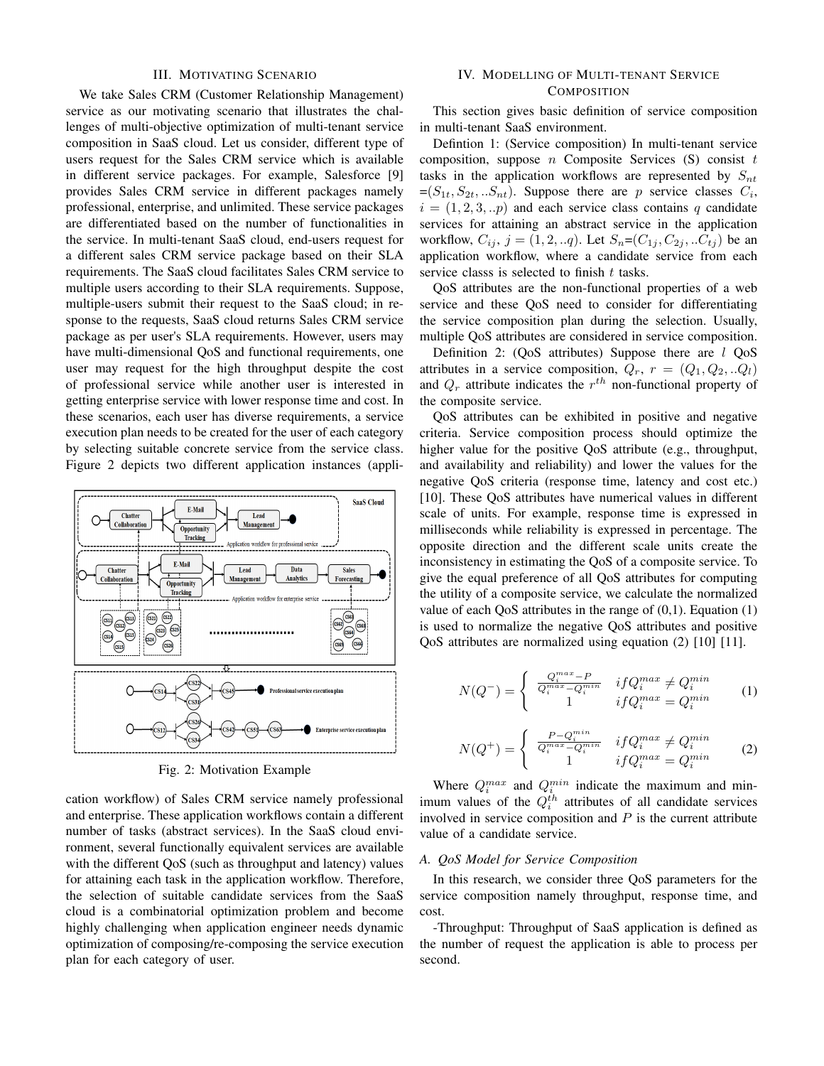## III. Motivating Scenario

We take Sales CRM (Customer Relationship Management) service as our motivating scenario that illustrates the challenges of multi-objective optimization of multi-tenant service composition in SaaS cloud. Let us consider, different type of users request for the Sales CRM service which is available in different service packages. For example, Salesforce [9] provides Sales CRM service in different packages namely professional, enterprise, and unlimited. These service packages are differentiated based on the number of functionalities in the service. In multi-tenant SaaS cloud, end-users request for a different sales CRM service package based on their SLA requirements. The SaaS cloud facilitates Sales CRM service to multiple users according to their SLA requirements. Suppose, multiple-users submit their request to the SaaS cloud; in response to the requests, SaaS cloud returns Sales CRM service package as per user's SLA requirements. However, users may have multi-dimensional QoS and functional requirements, one user may request for the high throughput despite the cost of professional service while another user is interested in getting enterprise service with lower response time and cost. In these scenarios, each user has diverse requirements, a service execution plan needs to be created for the user of each category by selecting suitable concrete service from the service class. Figure 2 depicts two different application instances (application workflow) of Sales CRM service namely professional and enterprise. These application workflows contain a different number of tasks (abstract services). In the SaaS cloud environment, several functionally equivalent services are available with the different QoS (such as throughput and latency) values for attaining each task in the application workflow. Therefore, the selection of suitable candidate services from the SaaS cloud is a combinatorial optimization problem and become highly challenging when application engineer needs dynamic optimization of composing/re-composing the service execution plan for each category of user.

Fig. 2: Motivation Example

## IV. Modelling of Multi-tenant Service Composition

This section gives basic definition of service composition in multi-tenant SaaS environment.

Defintion 1: (Service composition) In multi-tenant service composition, suppose $n$ Composite Services (S) consist $t$ tasks in the application workflows are represented by $S_{nt}$ $=(S_{1t}, S_{2t}, ..S_{nt})$. Suppose there are $p$ service classes $C_i$, $i = (1, 2, 3, ..p)$ and each service class contains $q$ candidate services for attaining an abstract service in the application workflow, $C_{ij}$, $j = (1, 2, ..q)$. Let $S_n$=$(C_{1j}, C_{2j}, ..C_{tj})$ be an application workflow, where a candidate service from each service classs is selected to finish $t$ tasks.

QoS attributes are the non-functional properties of a web service and these QoS need to consider for differentiating the service composition plan during the selection. Usually, multiple QoS attributes are considered in service composition.

Definition 2: (QoS attributes) Suppose there are $l$ QoS attributes in a service composition, $Q_r$, $r = (Q_1, Q_2, ..Q_l)$ and $Q_r$ attribute indicates the $r^{th}$ non-functional property of the composite service.

QoS attributes can be exhibited in positive and negative criteria. Service composition process should optimize the higher value for the positive QoS attribute (e.g., throughput, and availability and reliability) and lower the values for the negative QoS criteria (response time, latency and cost etc.) [10]. These QoS attributes have numerical values in different scale of units. For example, response time is expressed in milliseconds while reliability is expressed in percentage. The opposite direction and the different scale units create the inconsistency in estimating the QoS of a composite service. To give the equal preference of all QoS attributes for computing the utility of a composite service, we calculate the normalized value of each QoS attributes in the range of (0,1). Equation (1) is used to normalize the negative QoS attributes and positive QoS attributes are normalized using equation (2) [10] [11].

$$N(Q^{-}) = \begin{cases} \frac{Q_i^{max} - P}{Q_i^{max} - Q_i^{min}} & if Q_i^{max} \neq Q_i^{min} \\ 1 & if Q_i^{max} = Q_i^{min} \end{cases} \quad (1)$$

$$N(Q^{+}) = \begin{cases} \frac{P - Q_i^{min}}{Q_i^{max} - Q_i^{min}} & if Q_i^{max} \neq Q_i^{min} \\ 1 & if Q_i^{max} = Q_i^{min} \end{cases} \quad (2)$$

Where $Q_i^{max}$ and $Q_i^{min}$ indicate the maximum and minimum values of the $Q_i^{th}$ attributes of all candidate services involved in service composition and $P$ is the current attribute value of a candidate service.

### A. QoS Model for Service Composition

In this research, we consider three QoS parameters for the service composition namely throughput, response time, and cost.

-Throughput: Throughput of SaaS application is defined as the number of request the application is able to process per second.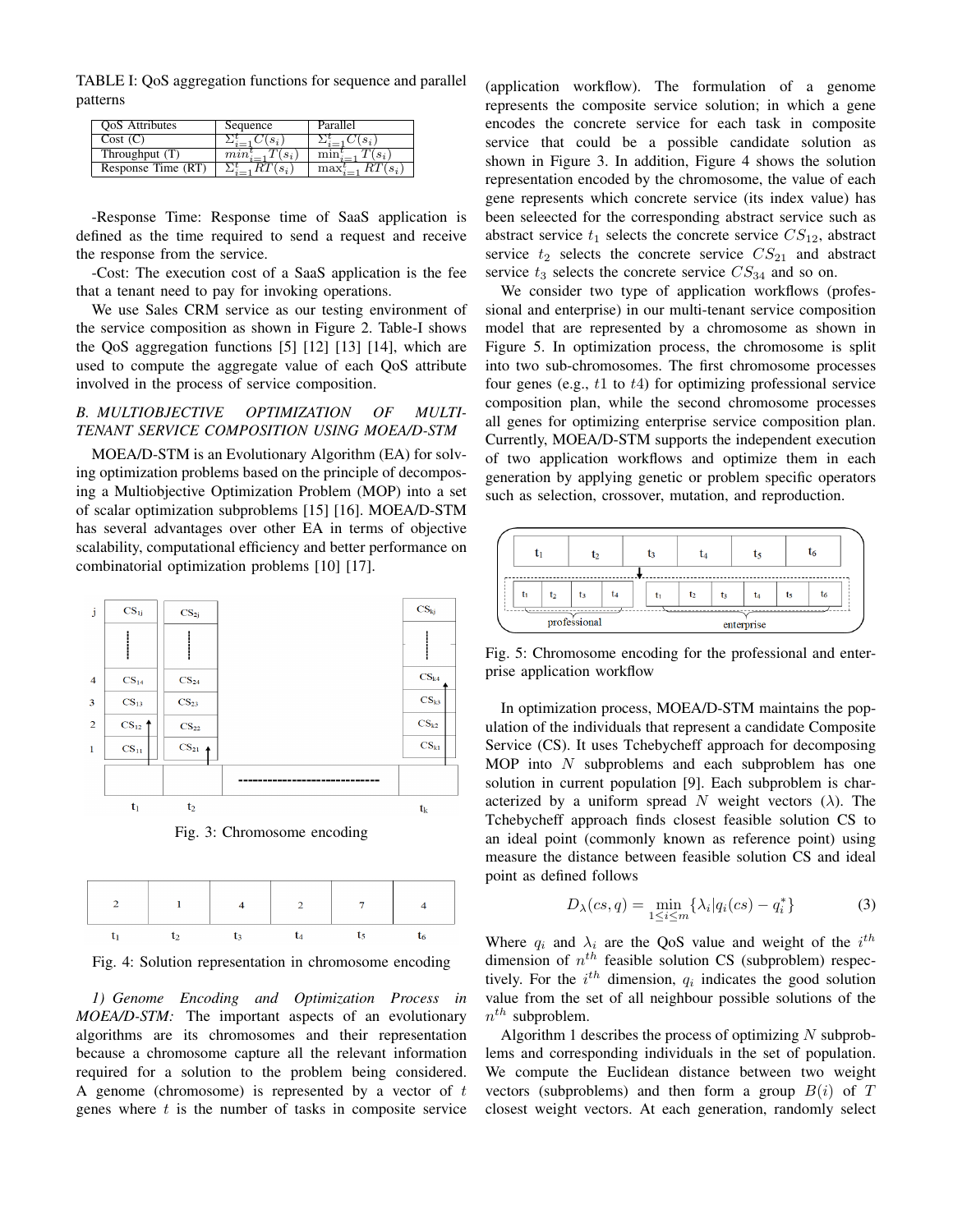TABLE I: QoS aggregation functions for sequence and parallel patterns

| QoS Attributes | Sequence | Parallel |
|---|---|---|
| Cost (C) | $\Sigma_{i=1}^{t} C(s_i)$ | $\Sigma_{i=1}^{t} C(s_i)$ |
| Throughput (T) | $min_{i=1}^{t} T(s_i)$ | $\min_{i=1}^{t} T(s_i)$ |
| Response Time (RT) | $\Sigma_{i=1}^{t} RT(s_i)$ | $\max_{i=1}^{t} RT(s_i)$ |

-Response Time: Response time of SaaS application is defined as the time required to send a request and receive the response from the service.

-Cost: The execution cost of a SaaS application is the fee that a tenant need to pay for invoking operations.

We use Sales CRM service as our testing environment of the service composition as shown in Figure 2. Table-I shows the QoS aggregation functions [5] [12] [13] [14], which are used to compute the aggregate value of each QoS attribute involved in the process of service composition.

### *B. MULTIOBJECTIVE OPTIMIZATION OF MULTI-TENANT SERVICE COMPOSITION USING MOEA/D-STM*

MOEA/D-STM is an Evolutionary Algorithm (EA) for solving optimization problems based on the principle of decomposing a Multiobjective Optimization Problem (MOP) into a set of scalar optimization subproblems [15] [16]. MOEA/D-STM has several advantages over other EA in terms of objective scalability, computational efficiency and better performance on combinatorial optimization problems [10] [17].

Fig. 3: Chromosome encoding

| 2 | 1 | 4 | 2 | 7 | 4 |
|---|---|---|---|---|---|
| $t_1$ | $t_2$ | $t_3$ | $t_4$ | $t_5$ | $t_6$ |

Fig. 4: Solution representation in chromosome encoding

*1) Genome Encoding and Optimization Process in MOEA/D-STM:* The important aspects of an evolutionary algorithms are its chromosomes and their representation because a chromosome capture all the relevant information required for a solution to the problem being considered. A genome (chromosome) is represented by a vector of $t$ genes where $t$ is the number of tasks in composite service (application workflow). The formulation of a genome represents the composite service solution; in which a gene encodes the concrete service for each task in composite service that could be a possible candidate solution as shown in Figure 3. In addition, Figure 4 shows the solution representation encoded by the chromosome, the value of each gene represents which concrete service (its index value) has been seleected for the corresponding abstract service such as abstract service $t_1$ selects the concrete service $CS_{12}$, abstract service $t_2$ selects the concrete service $CS_{21}$ and abstract service $t_3$ selects the concrete service $CS_{34}$ and so on.

We consider two type of application workflows (professional and enterprise) in our multi-tenant service composition model that are represented by a chromosome as shown in Figure 5. In optimization process, the chromosome is split into two sub-chromosomes. The first chromosome processes four genes (e.g., $t1$ to $t4$) for optimizing professional service composition plan, while the second chromosome processes all genes for optimizing enterprise service composition plan. Currently, MOEA/D-STM supports the independent execution of two application workflows and optimize them in each generation by applying genetic or problem specific operators such as selection, crossover, mutation, and reproduction.

Fig. 5: Chromosome encoding for the professional and enterprise application workflow

In optimization process, MOEA/D-STM maintains the population of the individuals that represent a candidate Composite Service (CS). It uses Tchebycheff approach for decomposing MOP into $N$ subproblems and each subproblem has one solution in current population [9]. Each subproblem is characterized by a uniform spread $N$ weight vectors ($\lambda$). The Tchebycheff approach finds closest feasible solution CS to an ideal point (commonly known as reference point) using measure the distance between feasible solution CS and ideal point as defined follows

$$D_{\lambda}(cs, q) = \min_{1 \leq i \leq m} \{\lambda_i |q_i(cs) - q_i^*\} \tag{3}$$

Where $q_i$ and $\lambda_i$ are the QoS value and weight of the $i^{th}$ dimension of $n^{th}$ feasible solution CS (subproblem) respectively. For the $i^{th}$ dimension, $q_i$ indicates the good solution value from the set of all neighbour possible solutions of the $n^{th}$ subproblem.

Algorithm 1 describes the process of optimizing $N$ subproblems and corresponding individuals in the set of population. We compute the Euclidean distance between two weight vectors (subproblems) and then form a group $B(i)$ of $T$ closest weight vectors. At each generation, randomly select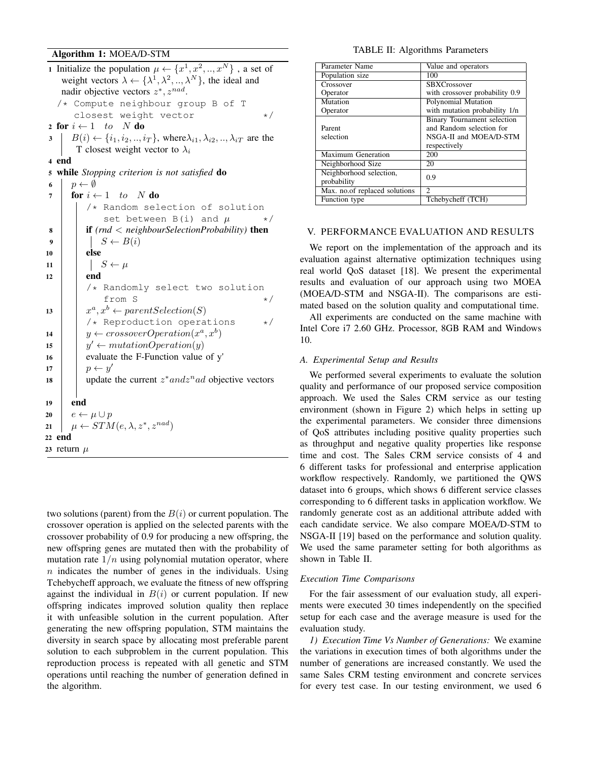**Algorithm 1:** MOEA/D-STM

```
1  Initialize the population μ ← {x^1, x^2, .., x^N} , a set of
   weight vectors λ ← {λ^1, λ^2, .., λ^N}, the ideal and
   nadir objective vectors z*, z^nad.
   /* Compute neighbour group B of T
      closest weight vector                       */
2  for i ← 1  to  N do
3      B(i) ← {i_1, i_2, .., i_T}, where λ_i1, λ_i2, .., λ_iT are the
       T closest weight vector to λ_i
4  end
5  while Stopping criterion is not satisfied do
6      p ← ∅
7      for i ← 1  to  N do
           /* Random selection of solution
              set between B(i) and μ              */
8          if (rnd < neighbourSelectionProbability) then
9              S ← B(i)
10         else
11             S ← μ
12         end
           /* Randomly select two solution
              from S                              */
13         x^a, x^b ← parentSelection(S)
           /* Reproduction operations             */
14         y ← crossoverOperation(x^a, x^b)
15         y' ← mutationOperation(y)
16         evaluate the F-Function value of y'
17         p ← y'
18         update the current z* and z^n ad objective vectors
19     end
20     e ← μ ∪ p
21     μ ← STM(e, λ, z*, z^nad)
22 end
23 return μ
```

two solutions (parent) from the $B(i)$ or current population. The crossover operation is applied on the selected parents with the crossover probability of 0.9 for producing a new offspring, the new offspring genes are mutated then with the probability of mutation rate $1/n$ using polynomial mutation operator, where $n$ indicates the number of genes in the individuals. Using Tchebycheff approach, we evaluate the fitness of new offspring against the individual in $B(i)$ or current population. If new offspring indicates improved solution quality then replace it with unfeasible solution in the current population. After generating the new offspring population, STM maintains the diversity in search space by allocating most preferable parent solution to each subproblem in the current population. This reproduction process is repeated with all genetic and STM operations until reaching the number of generation defined in the algorithm.

TABLE II: Algorithms Parameters

| Parameter Name | Value and operators |
|---|---|
| Population size | 100 |
| Crossover Operator | SBXCrossover with crossover probability 0.9 |
| Mutation Operator | Polynomial Mutation with mutation probability 1/n |
| Parent selection | Binary Tournament selection and Random selection for NSGA-II and MOEA/D-STM respectively |
| Maximum Generation | 200 |
| Neighborhood Size | 20 |
| Neighborhood selection, probability | 0.9 |
| Max. no.of replaced solutions | 2 |
| Function type | Tchebycheff (TCH) |

## V. PERFORMANCE EVALUATION AND RESULTS

We report on the implementation of the approach and its evaluation against alternative optimization techniques using real world QoS dataset [18]. We present the experimental results and evaluation of our approach using two MOEA (MOEA/D-STM and NSGA-II). The comparisons are estimated based on the solution quality and computational time.

All experiments are conducted on the same machine with Intel Core i7 2.60 GHz. Processor, 8GB RAM and Windows 10.

### A. Experimental Setup and Results

We performed several experiments to evaluate the solution quality and performance of our proposed service composition approach. We used the Sales CRM service as our testing environment (shown in Figure 2) which helps in setting up the experimental parameters. We consider three dimensions of QoS attributes including positive quality properties such as throughput and negative quality properties like response time and cost. The Sales CRM service consists of 4 and 6 different tasks for professional and enterprise application workflow respectively. Randomly, we partitioned the QWS dataset into 6 groups, which shows 6 different service classes corresponding to 6 different tasks in application workflow. We randomly generate cost as an additional attribute added with each candidate service. We also compare MOEA/D-STM to NSGA-II [19] based on the performance and solution quality. We used the same parameter setting for both algorithms as shown in Table II.

*Execution Time Comparisons*

For the fair assessment of our evaluation study, all experiments were executed 30 times independently on the specified setup for each case and the average measure is used for the evaluation study.

*1) Execution Time Vs Number of Generations:* We examine the variations in execution times of both algorithms under the number of generations are increased constantly. We used the same Sales CRM testing environment and concrete services for every test case. In our testing environment, we used 6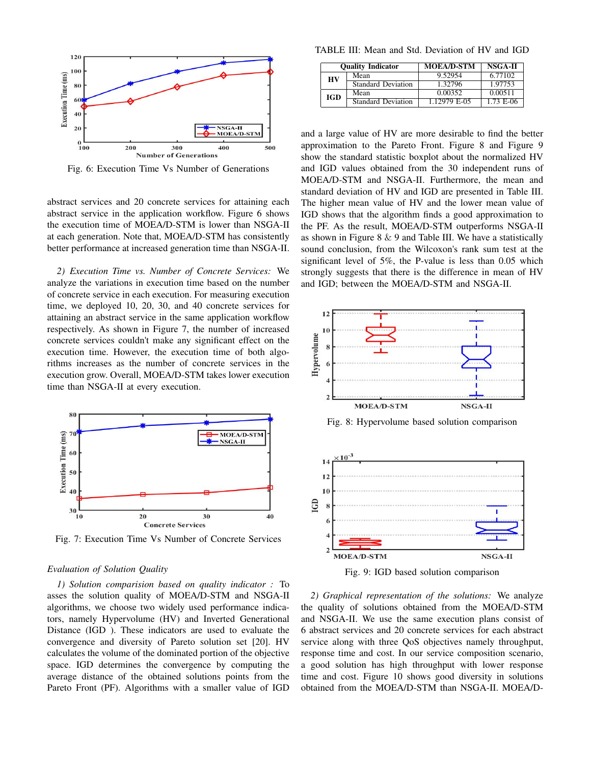Fig. 6: Execution Time Vs Number of Generations

abstract services and 20 concrete services for attaining each abstract service in the application workflow. Figure 6 shows the execution time of MOEA/D-STM is lower than NSGA-II at each generation. Note that, MOEA/D-STM has consistently better performance at increased generation time than NSGA-II.

*2) Execution Time vs. Number of Concrete Services:* We analyze the variations in execution time based on the number of concrete service in each execution. For measuring execution time, we deployed 10, 20, 30, and 40 concrete services for attaining an abstract service in the same application workflow respectively. As shown in Figure 7, the number of increased concrete services couldn't make any significant effect on the execution time. However, the execution time of both algorithms increases as the number of concrete services in the execution grow. Overall, MOEA/D-STM takes lower execution time than NSGA-II at every execution.

Fig. 7: Execution Time Vs Number of Concrete Services

*Evaluation of Solution Quality*

*1) Solution comparision based on quality indicator :* To asses the solution quality of MOEA/D-STM and NSGA-II algorithms, we choose two widely used performance indicators, namely Hypervolume (HV) and Inverted Generational Distance (IGD ). These indicators are used to evaluate the convergence and diversity of Pareto solution set [20]. HV calculates the volume of the dominated portion of the objective space. IGD determines the convergence by computing the average distance of the obtained solutions points from the Pareto Front (PF). Algorithms with a smaller value of IGD and a large value of HV are more desirable to find the better approximation to the Pareto Front. Figure 8 and Figure 9 show the standard statistic boxplot about the normalized HV and IGD values obtained from the 30 independent runs of MOEA/D-STM and NSGA-II. Furthermore, the mean and standard deviation of HV and IGD are presented in Table III. The higher mean value of HV and the lower mean value of IGD shows that the algorithm finds a good approximation to the PF. As the result, MOEA/D-STM outperforms NSGA-II as shown in Figure 8 & 9 and Table III. We have a statistically sound conclusion, from the Wilcoxon's rank sum test at the significant level of 5%, the P-value is less than 0.05 which strongly suggests that there is the difference in mean of HV and IGD; between the MOEA/D-STM and NSGA-II.

TABLE III: Mean and Std. Deviation of HV and IGD

| Quality Indicator | | MOEA/D-STM | NSGA-II |
|---|---|---|---|
| HV | Mean | 9.52954 | 6.77102 |
| | Standard Deviation | 1.32796 | 1.97753 |
| IGD | Mean | 0.00352 | 0.00511 |
| | Standard Deviation | 1.12979 E-05 | 1.73 E-06 |

Fig. 8: Hypervolume based solution comparison

Fig. 9: IGD based solution comparison

*2) Graphical representation of the solutions:* We analyze the quality of solutions obtained from the MOEA/D-STM and NSGA-II. We use the same execution plans consist of 6 abstract services and 20 concrete services for each abstract service along with three QoS objectives namely throughput, response time and cost. In our service composition scenario, a good solution has high throughput with lower response time and cost. Figure 10 shows good diversity in solutions obtained from the MOEA/D-STM than NSGA-II. MOEA/D-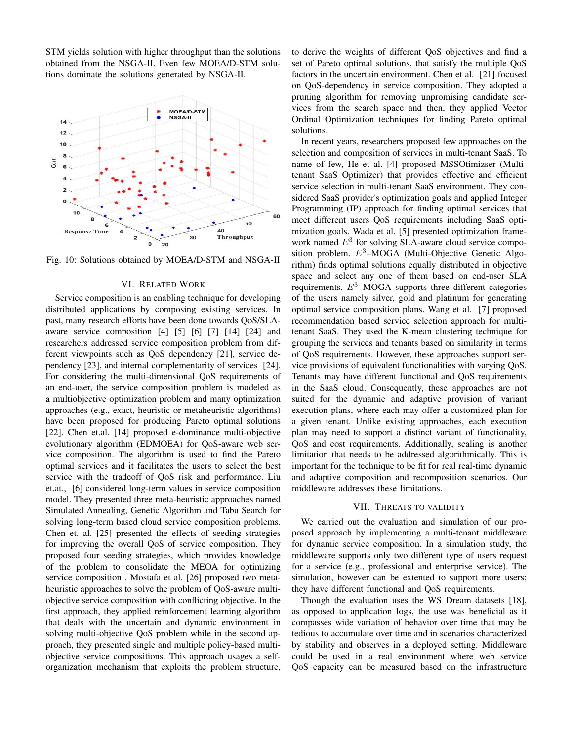STM yields solution with higher throughput than the solutions obtained from the NSGA-II. Even few MOEA/D-STM solutions dominate the solutions generated by NSGA-II.

Fig. 10: Solutions obtained by MOEA/D-STM and NSGA-II

## VI. Related Work

Service composition is an enabling technique for developing distributed applications by composing existing services. In past, many research efforts have been done towards QoS/SLA-aware service composition [4] [5] [6] [7] [14] [24] and researchers addressed service composition problem from different viewpoints such as QoS dependency [21], service dependency [23], and internal complementarity of services [24]. For considering the multi-dimensional QoS requirements of an end-user, the service composition problem is modeled as a multiobjective optimization problem and many optimization approaches (e.g., exact, heuristic or metaheuristic algorithms) have been proposed for producing Pareto optimal solutions [22]. Chen et.al. [14] proposed e-dominance multi-objective evolutionary algorithm (EDMOEA) for QoS-aware web service composition. The algorithm is used to find the Pareto optimal services and it facilitates the users to select the best service with the tradeoff of QoS risk and performance. Liu et.at., [6] considered long-term values in service composition model. They presented three meta-heuristic approaches named Simulated Annealing, Genetic Algorithm and Tabu Search for solving long-term based cloud service composition problems. Chen et. al. [25] presented the effects of seeding strategies for improving the overall QoS of service composition. They proposed four seeding strategies, which provides knowledge of the problem to consolidate the MEOA for optimizing service composition . Mostafa et al. [26] proposed two meta-heuristic approaches to solve the problem of QoS-aware multi-objective service composition with conflicting objective. In the first approach, they applied reinforcement learning algorithm that deals with the uncertain and dynamic environment in solving multi-objective QoS problem while in the second approach, they presented single and multiple policy-based multi-objective service compositions. This approach usages a self-organization mechanism that exploits the problem structure, to derive the weights of different QoS objectives and find a set of Pareto optimal solutions, that satisfy the multiple QoS factors in the uncertain environment. Chen et al. [21] focused on QoS-dependency in service composition. They adopted a pruning algorithm for removing unpromising candidate services from the search space and then, they applied Vector Ordinal Optimization techniques for finding Pareto optimal solutions.

In recent years, researchers proposed few approaches on the selection and composition of services in multi-tenant SaaS. To name of few, He et al. [4] proposed MSSOtimizser (Multi-tenant SaaS Optimizer) that provides effective and efficient service selection in multi-tenant SaaS environment. They considered SaaS provider's optimization goals and applied Integer Programming (IP) approach for finding optimal services that meet different users QoS requirements including SaaS optimization goals. Wada et al. [5] presented optimization framework named $E^3$ for solving SLA-aware cloud service composition problem. $E^3$–MOGA (Multi-Objective Genetic Algorithm) finds optimal solutions equally distributed in objective space and select any one of them based on end-user SLA requirements. $E^3$–MOGA supports three different categories of the users namely silver, gold and platinum for generating optimal service composition plans. Wang et al. [7] proposed recommendation based service selection approach for multi-tenant SaaS. They used the K-mean clustering technique for grouping the services and tenants based on similarity in terms of QoS requirements. However, these approaches support service provisions of equivalent functionalities with varying QoS. Tenants may have different functional and QoS requirements in the SaaS cloud. Consequently, these approaches are not suited for the dynamic and adaptive provision of variant execution plans, where each may offer a customized plan for a given tenant. Unlike existing approaches, each execution plan may need to support a distinct variant of functionality, QoS and cost requirements. Additionally, scaling is another limitation that needs to be addressed algorithmically. This is important for the technique to be fit for real real-time dynamic and adaptive composition and recomposition scenarios. Our middleware addresses these limitations.

## VII. Threats to validity

We carried out the evaluation and simulation of our proposed approach by implementing a multi-tenant middleware for dynamic service composition. In a simulation study, the middleware supports only two different type of users request for a service (e.g., professional and enterprise service). The simulation, however can be extented to support more users; they have different functional and QoS requirements.

Though the evaluation uses the WS Dream datasets [18], as opposed to application logs, the use was beneficial as it compasses wide variation of behavior over time that may be tedious to accumulate over time and in scenarios characterized by stability and observes in a deployed setting. Middleware could be used in a real environment where web service QoS capacity can be measured based on the infrastructure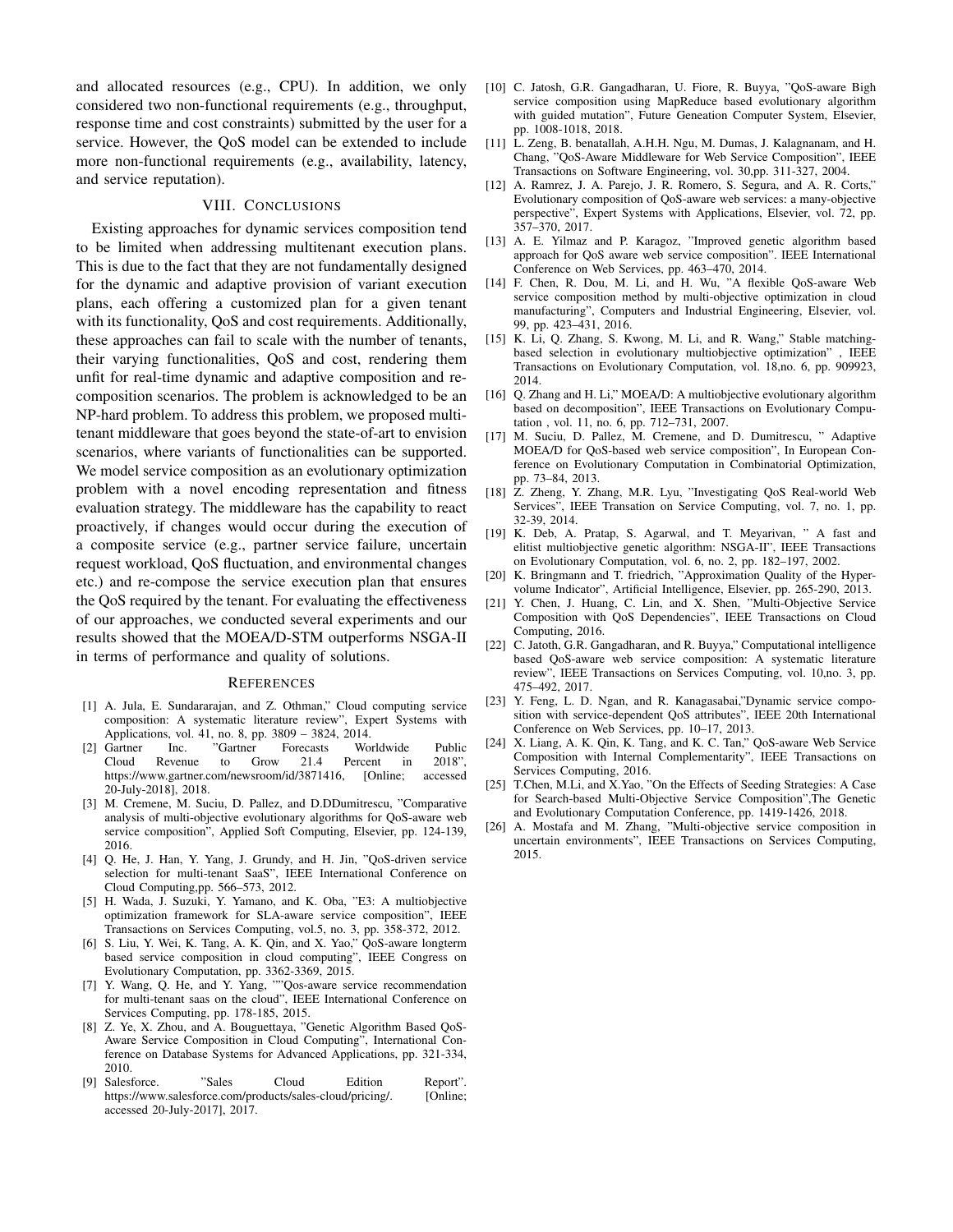and allocated resources (e.g., CPU). In addition, we only considered two non-functional requirements (e.g., throughput, response time and cost constraints) submitted by the user for a service. However, the QoS model can be extended to include more non-functional requirements (e.g., availability, latency, and service reputation).

## VIII. Conclusions

Existing approaches for dynamic services composition tend to be limited when addressing multitenant execution plans. This is due to the fact that they are not fundamentally designed for the dynamic and adaptive provision of variant execution plans, each offering a customized plan for a given tenant with its functionality, QoS and cost requirements. Additionally, these approaches can fail to scale with the number of tenants, their varying functionalities, QoS and cost, rendering them unfit for real-time dynamic and adaptive composition and re-composition scenarios. The problem is acknowledged to be an NP-hard problem. To address this problem, we proposed multi-tenant middleware that goes beyond the state-of-art to envision scenarios, where variants of functionalities can be supported. We model service composition as an evolutionary optimization problem with a novel encoding representation and fitness evaluation strategy. The middleware has the capability to react proactively, if changes would occur during the execution of a composite service (e.g., partner service failure, uncertain request workload, QoS fluctuation, and environmental changes etc.) and re-compose the service execution plan that ensures the QoS required by the tenant. For evaluating the effectiveness of our approaches, we conducted several experiments and our results showed that the MOEA/D-STM outperforms NSGA-II in terms of performance and quality of solutions.

## References

[1] A. Jula, E. Sundararajan, and Z. Othman," Cloud computing service composition: A systematic literature review", Expert Systems with Applications, vol. 41, no. 8, pp. 3809 – 3824, 2014.

[2] Gartner Inc. "Gartner Forecasts Worldwide Public Cloud Revenue to Grow 21.4 Percent in 2018", https://www.gartner.com/newsroom/id/3871416, [Online; accessed 20-July-2018], 2018.

[3] M. Cremene, M. Suciu, D. Pallez, and D.DDumitrescu, "Comparative analysis of multi-objective evolutionary algorithms for QoS-aware web service composition", Applied Soft Computing, Elsevier, pp. 124-139, 2016.

[4] Q. He, J. Han, Y. Yang, J. Grundy, and H. Jin, "QoS-driven service selection for multi-tenant SaaS", IEEE International Conference on Cloud Computing,pp. 566–573, 2012.

[5] H. Wada, J. Suzuki, Y. Yamano, and K. Oba, "E3: A multiobjective optimization framework for SLA-aware service composition", IEEE Transactions on Services Computing, vol.5, no. 3, pp. 358-372, 2012.

[6] S. Liu, Y. Wei, K. Tang, A. K. Qin, and X. Yao," QoS-aware longterm based service composition in cloud computing", IEEE Congress on Evolutionary Computation, pp. 3362-3369, 2015.

[7] Y. Wang, Q. He, and Y. Yang, ""Qos-aware service recommendation for multi-tenant saas on the cloud", IEEE International Conference on Services Computing, pp. 178-185, 2015.

[8] Z. Ye, X. Zhou, and A. Bouguettaya, "Genetic Algorithm Based QoS-Aware Service Composition in Cloud Computing", International Conference on Database Systems for Advanced Applications, pp. 321-334, 2010.

[9] Salesforce. "Sales Cloud Edition Report". https://www.salesforce.com/products/sales-cloud/pricing/. [Online; accessed 20-July-2017], 2017.

[10] C. Jatosh, G.R. Gangadharan, U. Fiore, R. Buyya, "QoS-aware Bigh service composition using MapReduce based evolutionary algorithm with guided mutation", Future Geneation Computer System, Elsevier, pp. 1008-1018, 2018.

[11] L. Zeng, B. benatallah, A.H.H. Ngu, M. Dumas, J. Kalagnanam, and H. Chang, "QoS-Aware Middleware for Web Service Composition", IEEE Transactions on Software Engineering, vol. 30,pp. 311-327, 2004.

[12] A. Ramrez, J. A. Parejo, J. R. Romero, S. Segura, and A. R. Corts," Evolutionary composition of QoS-aware web services: a many-objective perspective", Expert Systems with Applications, Elsevier, vol. 72, pp. 357–370, 2017.

[13] A. E. Yilmaz and P. Karagoz, "Improved genetic algorithm based approach for QoS aware web service composition". IEEE International Conference on Web Services, pp. 463–470, 2014.

[14] F. Chen, R. Dou, M. Li, and H. Wu, "A flexible QoS-aware Web service composition method by multi-objective optimization in cloud manufacturing", Computers and Industrial Engineering, Elsevier, vol. 99, pp. 423–431, 2016.

[15] K. Li, Q. Zhang, S. Kwong, M. Li, and R. Wang," Stable matching-based selection in evolutionary multiobjective optimization" , IEEE Transactions on Evolutionary Computation, vol. 18,no. 6, pp. 909923, 2014.

[16] Q. Zhang and H. Li," MOEA/D: A multiobjective evolutionary algorithm based on decomposition", IEEE Transactions on Evolutionary Computation , vol. 11, no. 6, pp. 712–731, 2007.

[17] M. Suciu, D. Pallez, M. Cremene, and D. Dumitrescu, " Adaptive MOEA/D for QoS-based web service composition", In European Conference on Evolutionary Computation in Combinatorial Optimization, pp. 73–84, 2013.

[18] Z. Zheng, Y. Zhang, M.R. Lyu, "Investigating QoS Real-world Web Services", IEEE Transation on Service Computing, vol. 7, no. 1, pp. 32-39, 2014.

[19] K. Deb, A. Pratap, S. Agarwal, and T. Meyarivan, " A fast and elitist multiobjective genetic algorithm: NSGA-II", IEEE Transactions on Evolutionary Computation, vol. 6, no. 2, pp. 182–197, 2002.

[20] K. Bringmann and T. friedrich, "Approximation Quality of the Hypervolume Indicator", Artificial Intelligence, Elsevier, pp. 265-290, 2013.

[21] Y. Chen, J. Huang, C. Lin, and X. Shen, "Multi-Objective Service Composition with QoS Dependencies", IEEE Transactions on Cloud Computing, 2016.

[22] C. Jatoth, G.R. Gangadharan, and R. Buyya," Computational intelligence based QoS-aware web service composition: A systematic literature review", IEEE Transactions on Services Computing, vol. 10,no. 3, pp. 475–492, 2017.

[23] Y. Feng, L. D. Ngan, and R. Kanagasabai,"Dynamic service composition with service-dependent QoS attributes", IEEE 20th International Conference on Web Services, pp. 10–17, 2013.

[24] X. Liang, A. K. Qin, K. Tang, and K. C. Tan," QoS-aware Web Service Composition with Internal Complementarity", IEEE Transactions on Services Computing, 2016.

[25] T.Chen, M.Li, and X.Yao, "On the Effects of Seeding Strategies: A Case for Search-based Multi-Objective Service Composition",The Genetic and Evolutionary Computation Conference, pp. 1419-1426, 2018.

[26] A. Mostafa and M. Zhang, "Multi-objective service composition in uncertain environments", IEEE Transactions on Services Computing, 2015.